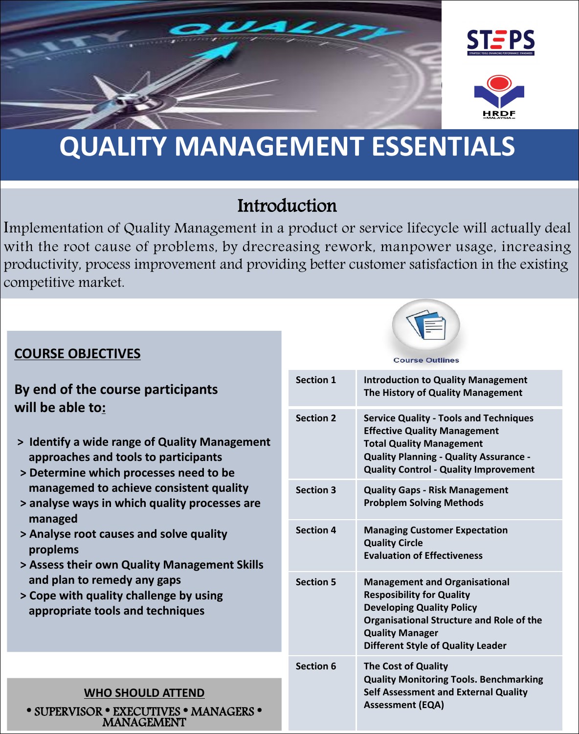# QUALITY MANAGEMENT ESSENTIALS

## Introduction

Implementation of Quality Management in a product or service lifecycle will actually deal with the root cause of problems, by drecreasing rework, manpower usage, increasing productivity, process improvement and providing better customer satisfaction in the existing competitive market.

## COURSE OBJECTIVES

**By end of the course participants will be able to:**

- > Identify a wide range of Quality Management approaches and tools to participants
- > Determine which processes need to be managemed to achieve consistent quality
- > analyse ways in which quality processes are managed
- > Analyse root causes and solve quality proplems
- > Assess their own Quality Management Skills and plan to remedy any gaps
- > Cope with quality challenge by using appropriate tools and techniques

## WHO SHOULD ATTEND

• SUPERVISOR • EXECUTIVES • MANAGERS • MANAGEMENT

## Course Outlines

| Section | Topics |
| --- | --- |
| Section 1 | Introduction to Quality Management<br>The History of Quality Management |
| Section 2 | Service Quality - Tools and Techniques<br>Effective Quality Management<br>Total Quality Management<br>Quality Planning - Quality Assurance - Quality Control - Quality Improvement |
| Section 3 | Quality Gaps - Risk Management<br>Probplem Solving Methods |
| Section 4 | Managing Customer Expectation<br>Quality Circle<br>Evaluation of Effectiveness |
| Section 5 | Management and Organisational Resposibility for Quality<br>Developing Quality Policy<br>Organisational Structure and Role of the Quality Manager<br>Different Style of Quality Leader |
| Section 6 | The Cost of Quality<br>Quality Monitoring Tools. Benchmarking<br>Self Assessment and External Quality Assessment (EQA) |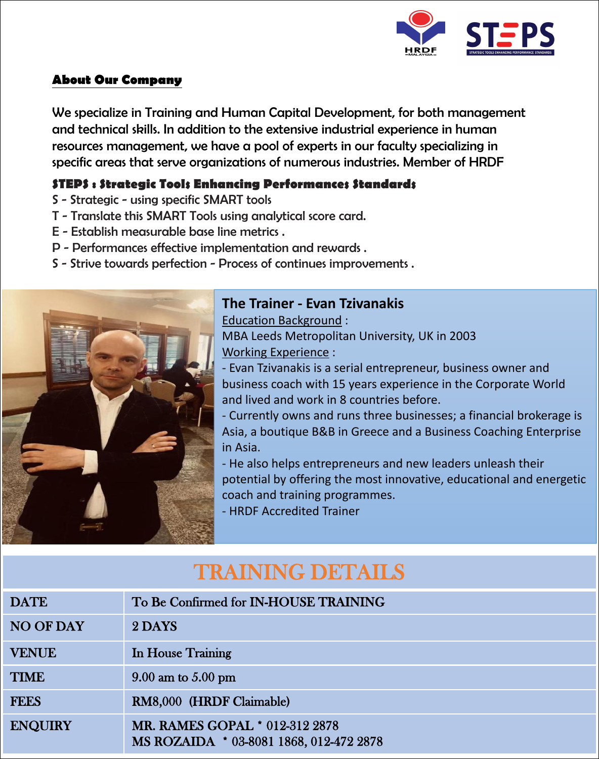## About Our Company

We specialize in Training and Human Capital Development, for both management and technical skills. In addition to the extensive industrial experience in human resources management, we have a pool of experts in our faculty specializing in specific areas that serve organizations of numerous industries. Member of HRDF

**STEPS : Strategic Tools Enhancing Performances Standards**

S - Strategic - using specific SMART tools
T - Translate this SMART Tools using analytical score card.
E - Establish measurable base line metrics .
P - Performances effective implementation and rewards .
S - Strive towards perfection - Process of continues improvements .

### The Trainer - Evan Tzivanakis

Education Background :
MBA Leeds Metropolitan University, UK in 2003

Working Experience :
- Evan Tzivanakis is a serial entrepreneur, business owner and business coach with 15 years experience in the Corporate World and lived and work in 8 countries before.
- Currently owns and runs three businesses; a financial brokerage is Asia, a boutique B&B in Greece and a Business Coaching Enterprise in Asia.
- He also helps entrepreneurs and new leaders unleash their potential by offering the most innovative, educational and energetic coach and training programmes.
- HRDF Accredited Trainer

## TRAINING DETAILS

| | |
|---|---|
| DATE | To Be Confirmed for IN-HOUSE TRAINING |
| NO OF DAY | 2 DAYS |
| VENUE | In House Training |
| TIME | 9.00 am to 5.00 pm |
| FEES | RM8,000 (HRDF Claimable) |
| ENQUIRY | MR. RAMES GOPAL * 012-312 2878<br>MS ROZAIDA * 03-8081 1868, 012-472 2878 |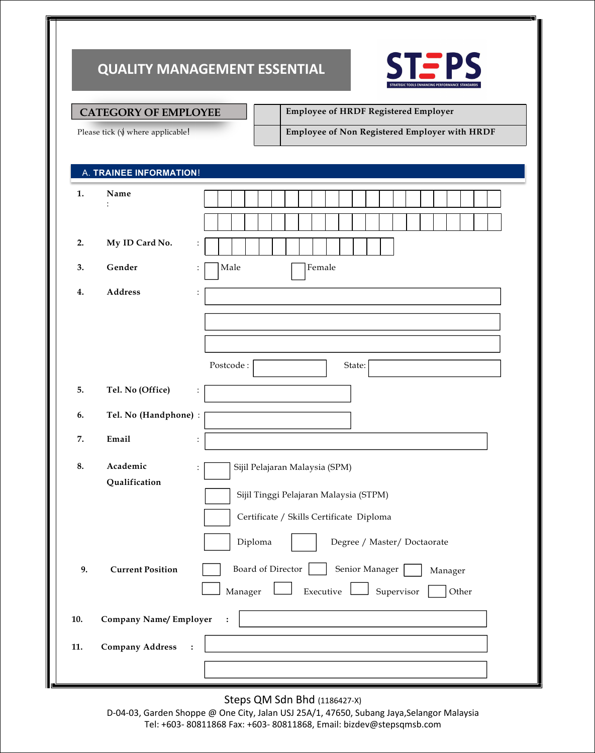# QUALITY MANAGEMENT ESSENTIAL

STEPS
STRATEGIC TOOLS ENHANCING PERFORMANCE STANDARDS

**CATEGORY OF EMPLOYEE**

Please tick (√) where applicable!

| | |
|---|---|
| ☐ | **Employee of HRDF Registered Employer** |
| ☐ | **Employee of Non Registered Employer with HRDF** |

## A. TRAINEE INFORMATION!

1. **Name** :
2. **My ID Card No.** :
3. **Gender** : ☐ Male ☐ Female
4. **Address** :

   Postcode : State:
5. **Tel. No (Office)** :
6. **Tel. No (Handphone)** :
7. **Email** :
8. **Academic Qualification** :
   - ☐ Sijil Pelajaran Malaysia (SPM)
   - ☐ Sijil Tinggi Pelajaran Malaysia (STPM)
   - ☐ Certificate / Skills Certificate Diploma
   - ☐ Diploma ☐ Degree / Master/ Doctaorate
9. **Current Position**
   - ☐ Board of Director ☐ Senior Manager ☐ Manager
   - ☐ Manager ☐ Executive ☐ Supervisor ☐ Other
10. **Company Name/ Employer** :
11. **Company Address** :

Steps QM Sdn Bhd (1186427-X)
D-04-03, Garden Shoppe @ One City, Jalan USJ 25A/1, 47650, Subang Jaya,Selangor Malaysia
Tel: +603- 80811868 Fax: +603- 80811868, Email: bizdev@stepsqmsb.com